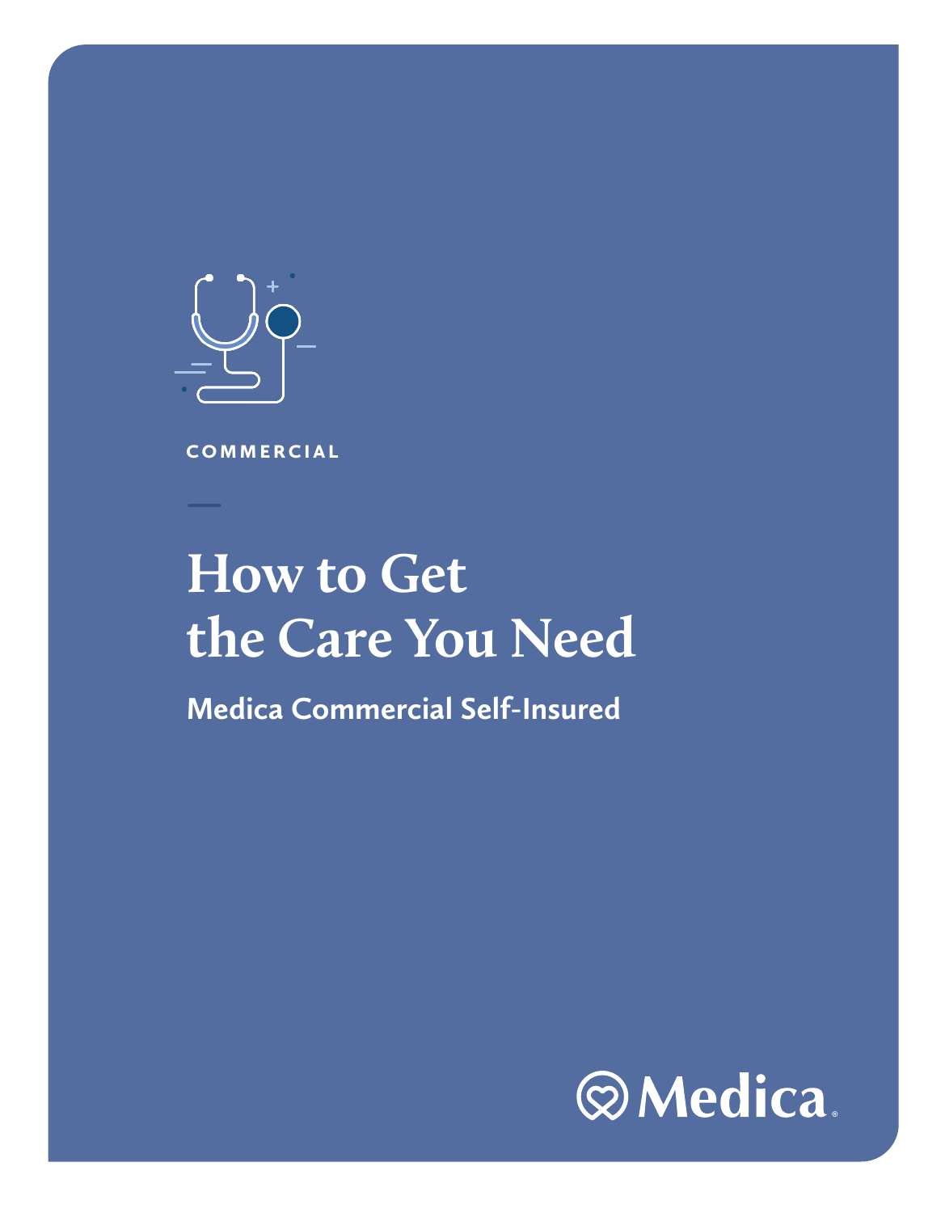COMMERCIAL

# How to Get the Care You Need

## Medica Commercial Self-Insured

Medica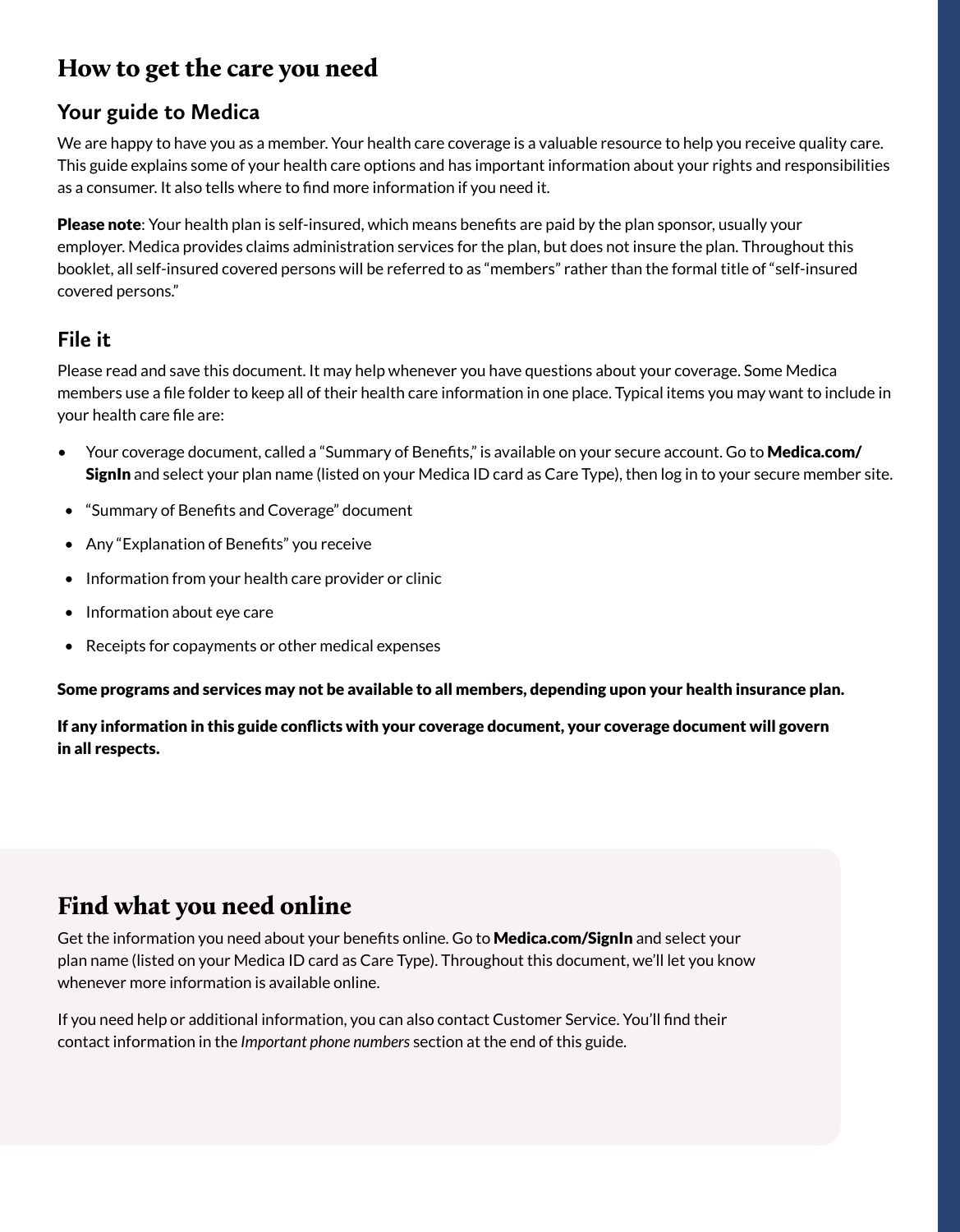# How to get the care you need

## Your guide to Medica

We are happy to have you as a member. Your health care coverage is a valuable resource to help you receive quality care. This guide explains some of your health care options and has important information about your rights and responsibilities as a consumer. It also tells where to find more information if you need it.

**Please note**: Your health plan is self-insured, which means benefits are paid by the plan sponsor, usually your employer. Medica provides claims administration services for the plan, but does not insure the plan. Throughout this booklet, all self-insured covered persons will be referred to as "members" rather than the formal title of "self-insured covered persons."

## File it

Please read and save this document. It may help whenever you have questions about your coverage. Some Medica members use a file folder to keep all of their health care information in one place. Typical items you may want to include in your health care file are:

- Your coverage document, called a "Summary of Benefits," is available on your secure account. Go to **Medica.com/SignIn** and select your plan name (listed on your Medica ID card as Care Type), then log in to your secure member site.
- "Summary of Benefits and Coverage" document
- Any "Explanation of Benefits" you receive
- Information from your health care provider or clinic
- Information about eye care
- Receipts for copayments or other medical expenses

**Some programs and services may not be available to all members, depending upon your health insurance plan.**

**If any information in this guide conflicts with your coverage document, your coverage document will govern in all respects.**

# Find what you need online

Get the information you need about your benefits online. Go to **Medica.com/SignIn** and select your plan name (listed on your Medica ID card as Care Type). Throughout this document, we'll let you know whenever more information is available online.

If you need help or additional information, you can also contact Customer Service. You'll find their contact information in the *Important phone numbers* section at the end of this guide.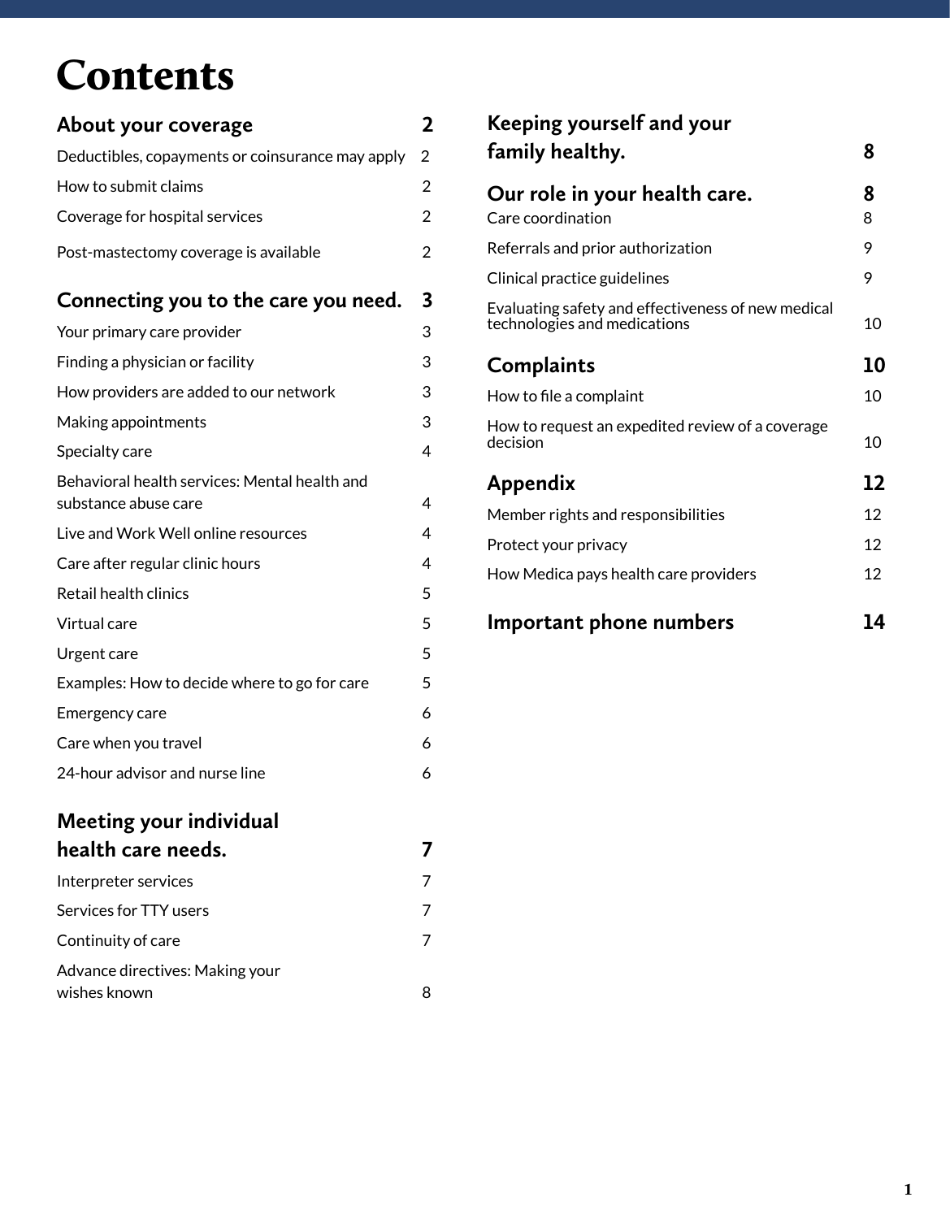# Contents

**About your coverage** **2**

Deductibles, copayments or coinsurance may apply 2

How to submit claims 2

Coverage for hospital services 2

Post-mastectomy coverage is available 2

**Connecting you to the care you need.** **3**

Your primary care provider 3

Finding a physician or facility 3

How providers are added to our network 3

Making appointments 3

Specialty care 4

Behavioral health services: Mental health and substance abuse care 4

Live and Work Well online resources 4

Care after regular clinic hours 4

Retail health clinics 5

Virtual care 5

Urgent care 5

Examples: How to decide where to go for care 5

Emergency care 6

Care when you travel 6

24-hour advisor and nurse line 6

**Meeting your individual health care needs.** **7**

Interpreter services 7

Services for TTY users 7

Continuity of care 7

Advance directives: Making your wishes known 8

**Keeping yourself and your family healthy.** **8**

**Our role in your health care.** **8**

Care coordination 8

Referrals and prior authorization 9

Clinical practice guidelines 9

Evaluating safety and effectiveness of new medical technologies and medications 10

**Complaints** **10**

How to file a complaint 10

How to request an expedited review of a coverage decision 10

**Appendix** **12**

Member rights and responsibilities 12

Protect your privacy 12

How Medica pays health care providers 12

**Important phone numbers** **14**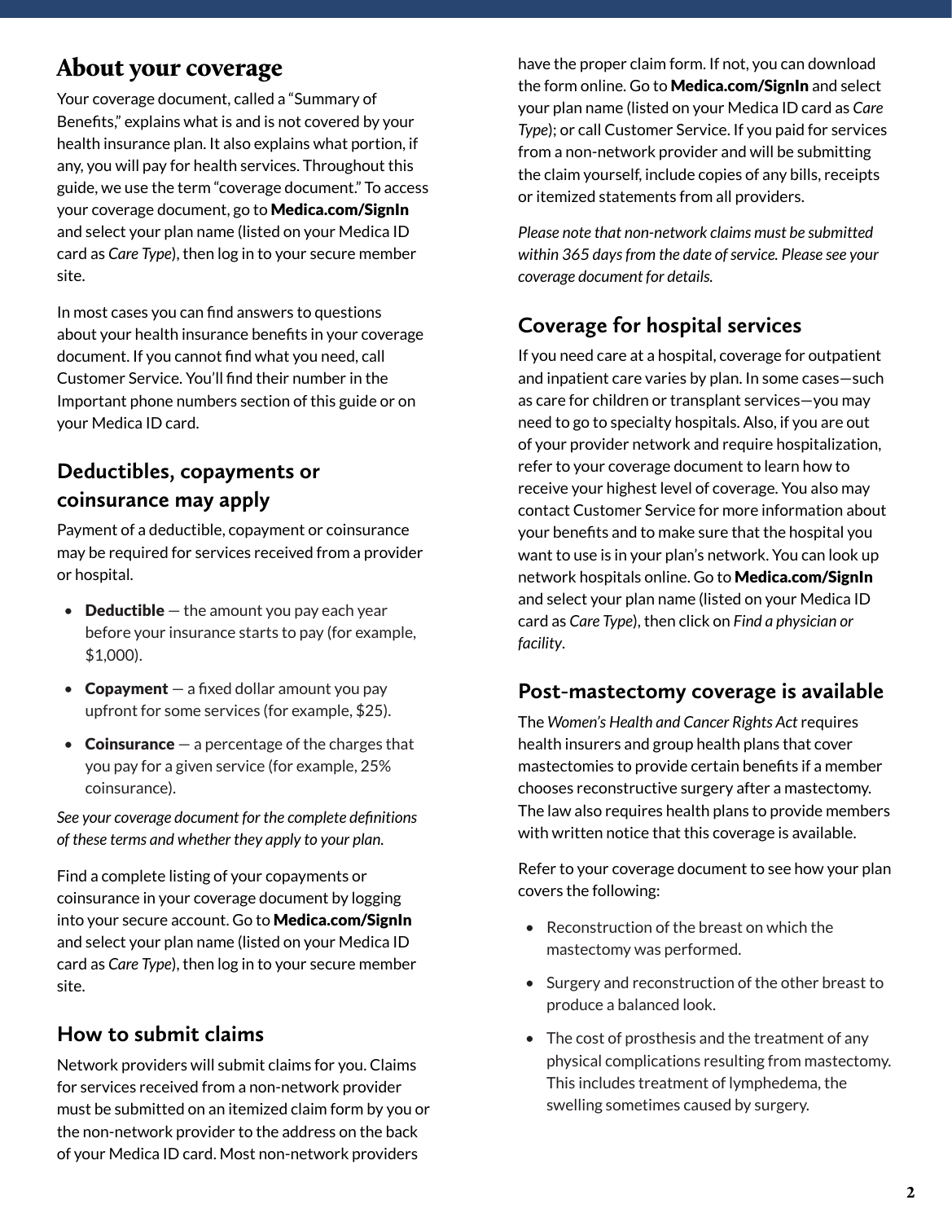# About your coverage

Your coverage document, called a "Summary of Benefits," explains what is and is not covered by your health insurance plan. It also explains what portion, if any, you will pay for health services. Throughout this guide, we use the term "coverage document." To access your coverage document, go to **Medica.com/SignIn** and select your plan name (listed on your Medica ID card as *Care Type*), then log in to your secure member site.

In most cases you can find answers to questions about your health insurance benefits in your coverage document. If you cannot find what you need, call Customer Service. You'll find their number in the Important phone numbers section of this guide or on your Medica ID card.

## Deductibles, copayments or coinsurance may apply

Payment of a deductible, copayment or coinsurance may be required for services received from a provider or hospital.

- **Deductible** — the amount you pay each year before your insurance starts to pay (for example, $1,000).
- **Copayment** — a fixed dollar amount you pay upfront for some services (for example, $25).
- **Coinsurance** — a percentage of the charges that you pay for a given service (for example, 25% coinsurance).

*See your coverage document for the complete definitions of these terms and whether they apply to your plan.*

Find a complete listing of your copayments or coinsurance in your coverage document by logging into your secure account. Go to **Medica.com/SignIn** and select your plan name (listed on your Medica ID card as *Care Type*), then log in to your secure member site.

## How to submit claims

Network providers will submit claims for you. Claims for services received from a non-network provider must be submitted on an itemized claim form by you or the non-network provider to the address on the back of your Medica ID card. Most non-network providers have the proper claim form. If not, you can download the form online. Go to **Medica.com/SignIn** and select your plan name (listed on your Medica ID card as *Care Type*); or call Customer Service. If you paid for services from a non-network provider and will be submitting the claim yourself, include copies of any bills, receipts or itemized statements from all providers.

*Please note that non-network claims must be submitted within 365 days from the date of service. Please see your coverage document for details.*

## Coverage for hospital services

If you need care at a hospital, coverage for outpatient and inpatient care varies by plan. In some cases—such as care for children or transplant services—you may need to go to specialty hospitals. Also, if you are out of your provider network and require hospitalization, refer to your coverage document to learn how to receive your highest level of coverage. You also may contact Customer Service for more information about your benefits and to make sure that the hospital you want to use is in your plan's network. You can look up network hospitals online. Go to **Medica.com/SignIn** and select your plan name (listed on your Medica ID card as *Care Type*), then click on *Find a physician or facility*.

## Post-mastectomy coverage is available

The *Women's Health and Cancer Rights Act* requires health insurers and group health plans that cover mastectomies to provide certain benefits if a member chooses reconstructive surgery after a mastectomy. The law also requires health plans to provide members with written notice that this coverage is available.

Refer to your coverage document to see how your plan covers the following:

- Reconstruction of the breast on which the mastectomy was performed.
- Surgery and reconstruction of the other breast to produce a balanced look.
- The cost of prosthesis and the treatment of any physical complications resulting from mastectomy. This includes treatment of lymphedema, the swelling sometimes caused by surgery.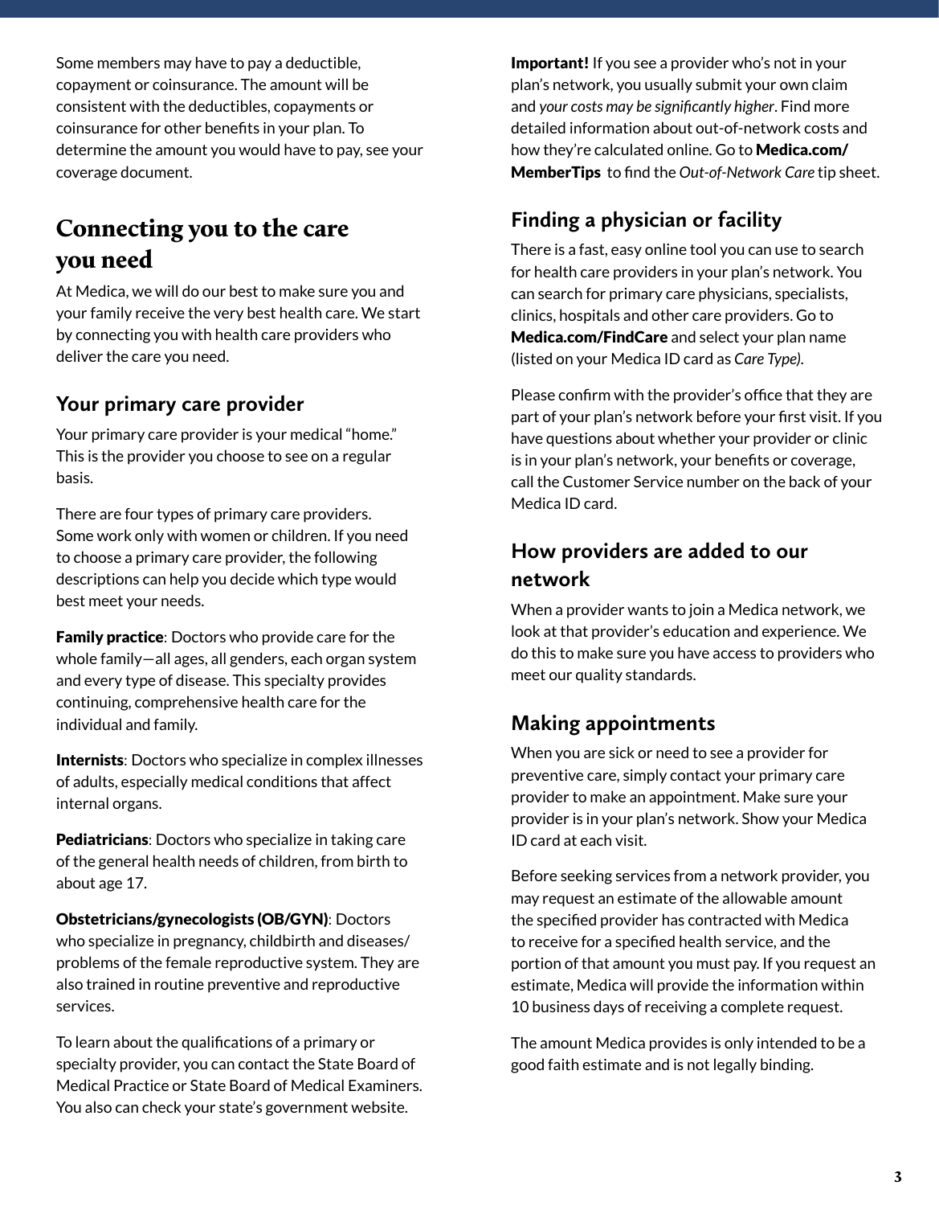Some members may have to pay a deductible, copayment or coinsurance. The amount will be consistent with the deductibles, copayments or coinsurance for other benefits in your plan. To determine the amount you would have to pay, see your coverage document.

## Connecting you to the care you need

At Medica, we will do our best to make sure you and your family receive the very best health care. We start by connecting you with health care providers who deliver the care you need.

### Your primary care provider

Your primary care provider is your medical "home." This is the provider you choose to see on a regular basis.

There are four types of primary care providers. Some work only with women or children. If you need to choose a primary care provider, the following descriptions can help you decide which type would best meet your needs.

**Family practice**: Doctors who provide care for the whole family—all ages, all genders, each organ system and every type of disease. This specialty provides continuing, comprehensive health care for the individual and family.

**Internists**: Doctors who specialize in complex illnesses of adults, especially medical conditions that affect internal organs.

**Pediatricians**: Doctors who specialize in taking care of the general health needs of children, from birth to about age 17.

**Obstetricians/gynecologists (OB/GYN)**: Doctors who specialize in pregnancy, childbirth and diseases/problems of the female reproductive system. They are also trained in routine preventive and reproductive services.

To learn about the qualifications of a primary or specialty provider, you can contact the State Board of Medical Practice or State Board of Medical Examiners. You also can check your state's government website.

**Important!** If you see a provider who's not in your plan's network, you usually submit your own claim and *your costs may be significantly higher*. Find more detailed information about out-of-network costs and how they're calculated online. Go to **Medica.com/MemberTips** to find the *Out-of-Network Care* tip sheet.

### Finding a physician or facility

There is a fast, easy online tool you can use to search for health care providers in your plan's network. You can search for primary care physicians, specialists, clinics, hospitals and other care providers. Go to **Medica.com/FindCare** and select your plan name (listed on your Medica ID card as *Care Type).*

Please confirm with the provider's office that they are part of your plan's network before your first visit. If you have questions about whether your provider or clinic is in your plan's network, your benefits or coverage, call the Customer Service number on the back of your Medica ID card.

### How providers are added to our network

When a provider wants to join a Medica network, we look at that provider's education and experience. We do this to make sure you have access to providers who meet our quality standards.

### Making appointments

When you are sick or need to see a provider for preventive care, simply contact your primary care provider to make an appointment. Make sure your provider is in your plan's network. Show your Medica ID card at each visit.

Before seeking services from a network provider, you may request an estimate of the allowable amount the specified provider has contracted with Medica to receive for a specified health service, and the portion of that amount you must pay. If you request an estimate, Medica will provide the information within 10 business days of receiving a complete request.

The amount Medica provides is only intended to be a good faith estimate and is not legally binding.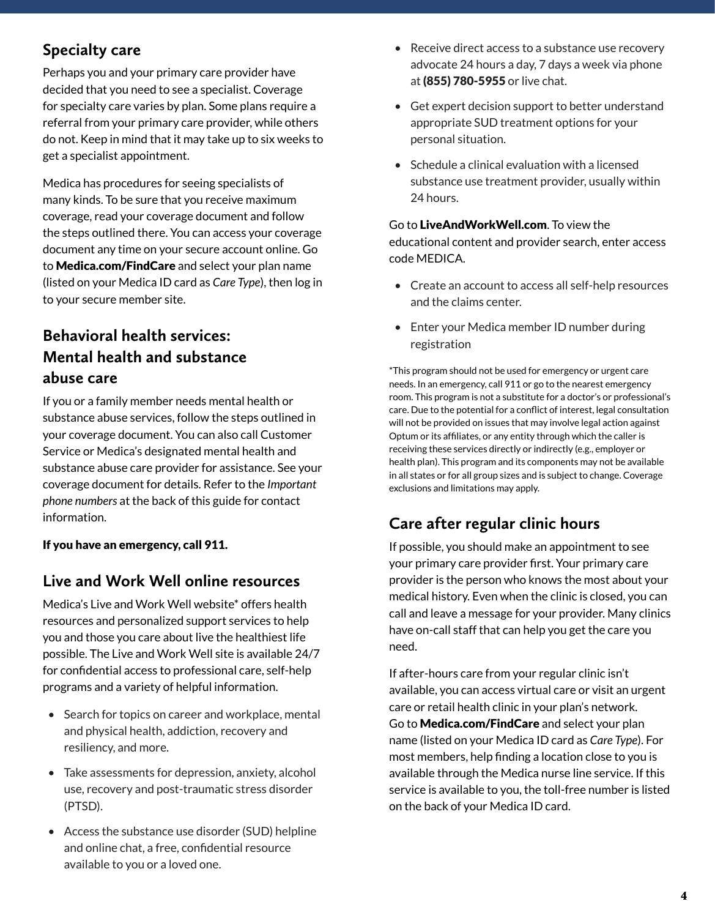## Specialty care

Perhaps you and your primary care provider have decided that you need to see a specialist. Coverage for specialty care varies by plan. Some plans require a referral from your primary care provider, while others do not. Keep in mind that it may take up to six weeks to get a specialist appointment.

Medica has procedures for seeing specialists of many kinds. To be sure that you receive maximum coverage, read your coverage document and follow the steps outlined there. You can access your coverage document any time on your secure account online. Go to **Medica.com/FindCare** and select your plan name (listed on your Medica ID card as *Care Type*), then log in to your secure member site.

## Behavioral health services: Mental health and substance abuse care

If you or a family member needs mental health or substance abuse services, follow the steps outlined in your coverage document. You can also call Customer Service or Medica's designated mental health and substance abuse care provider for assistance. See your coverage document for details. Refer to the *Important phone numbers* at the back of this guide for contact information.

**If you have an emergency, call 911.**

## Live and Work Well online resources

Medica's Live and Work Well website* offers health resources and personalized support services to help you and those you care about live the healthiest life possible. The Live and Work Well site is available 24/7 for confidential access to professional care, self-help programs and a variety of helpful information.

- Search for topics on career and workplace, mental and physical health, addiction, recovery and resiliency, and more.
- Take assessments for depression, anxiety, alcohol use, recovery and post-traumatic stress disorder (PTSD).
- Access the substance use disorder (SUD) helpline and online chat, a free, confidential resource available to you or a loved one.
- Receive direct access to a substance use recovery advocate 24 hours a day, 7 days a week via phone at **(855) 780-5955** or live chat.
- Get expert decision support to better understand appropriate SUD treatment options for your personal situation.
- Schedule a clinical evaluation with a licensed substance use treatment provider, usually within 24 hours.

Go to **LiveAndWorkWell.com**. To view the educational content and provider search, enter access code MEDICA.

- Create an account to access all self-help resources and the claims center.
- Enter your Medica member ID number during registration

*This program should not be used for emergency or urgent care needs. In an emergency, call 911 or go to the nearest emergency room. This program is not a substitute for a doctor's or professional's care. Due to the potential for a conflict of interest, legal consultation will not be provided on issues that may involve legal action against Optum or its affiliates, or any entity through which the caller is receiving these services directly or indirectly (e.g., employer or health plan). This program and its components may not be available in all states or for all group sizes and is subject to change. Coverage exclusions and limitations may apply.

## Care after regular clinic hours

If possible, you should make an appointment to see your primary care provider first. Your primary care provider is the person who knows the most about your medical history. Even when the clinic is closed, you can call and leave a message for your provider. Many clinics have on-call staff that can help you get the care you need.

If after-hours care from your regular clinic isn't available, you can access virtual care or visit an urgent care or retail health clinic in your plan's network. Go to **Medica.com/FindCare** and select your plan name (listed on your Medica ID card as *Care Type*). For most members, help finding a location close to you is available through the Medica nurse line service. If this service is available to you, the toll-free number is listed on the back of your Medica ID card.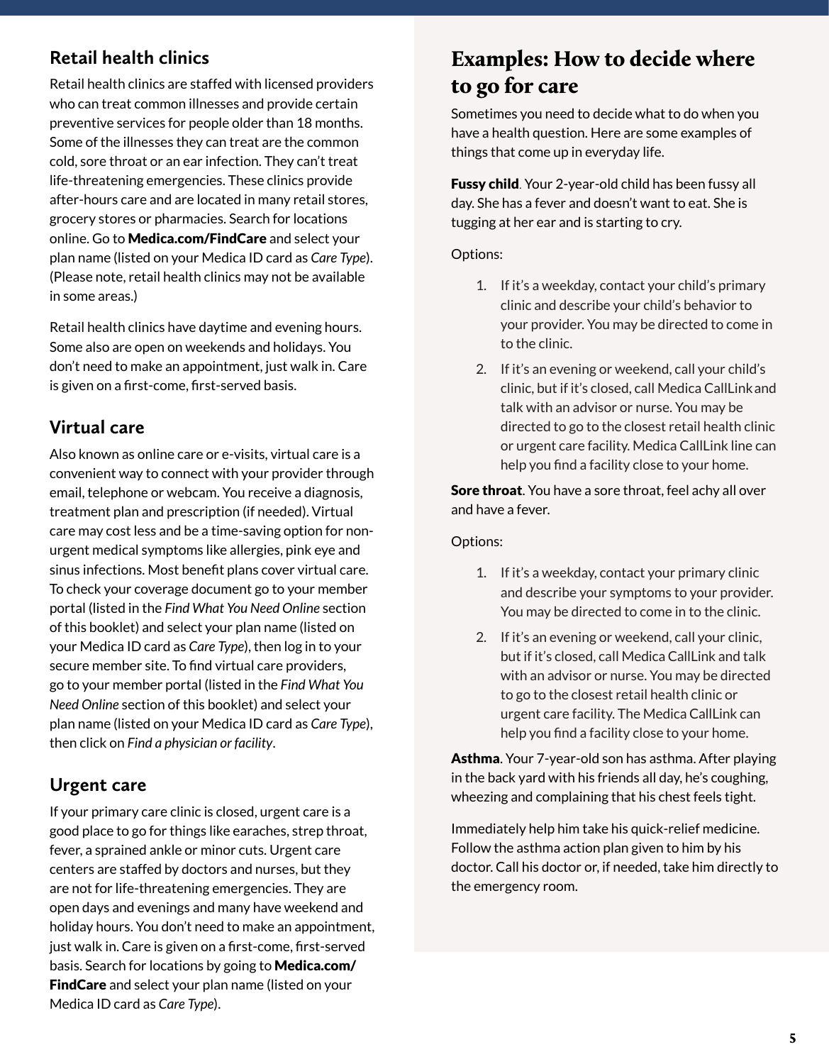## Retail health clinics

Retail health clinics are staffed with licensed providers who can treat common illnesses and provide certain preventive services for people older than 18 months. Some of the illnesses they can treat are the common cold, sore throat or an ear infection. They can't treat life-threatening emergencies. These clinics provide after-hours care and are located in many retail stores, grocery stores or pharmacies. Search for locations online. Go to **Medica.com/FindCare** and select your plan name (listed on your Medica ID card as *Care Type*). (Please note, retail health clinics may not be available in some areas.)

Retail health clinics have daytime and evening hours. Some also are open on weekends and holidays. You don't need to make an appointment, just walk in. Care is given on a first-come, first-served basis.

## Virtual care

Also known as online care or e-visits, virtual care is a convenient way to connect with your provider through email, telephone or webcam. You receive a diagnosis, treatment plan and prescription (if needed). Virtual care may cost less and be a time-saving option for non-urgent medical symptoms like allergies, pink eye and sinus infections. Most benefit plans cover virtual care. To check your coverage document go to your member portal (listed in the *Find What You Need Online* section of this booklet) and select your plan name (listed on your Medica ID card as *Care Type*), then log in to your secure member site. To find virtual care providers, go to your member portal (listed in the *Find What You Need Online* section of this booklet) and select your plan name (listed on your Medica ID card as *Care Type*), then click on *Find a physician or facility*.

## Urgent care

If your primary care clinic is closed, urgent care is a good place to go for things like earaches, strep throat, fever, a sprained ankle or minor cuts. Urgent care centers are staffed by doctors and nurses, but they are not for life-threatening emergencies. They are open days and evenings and many have weekend and holiday hours. You don't need to make an appointment, just walk in. Care is given on a first-come, first-served basis. Search for locations by going to **Medica.com/FindCare** and select your plan name (listed on your Medica ID card as *Care Type*).

# Examples: How to decide where to go for care

Sometimes you need to decide what to do when you have a health question. Here are some examples of things that come up in everyday life.

**Fussy child**. Your 2-year-old child has been fussy all day. She has a fever and doesn't want to eat. She is tugging at her ear and is starting to cry.

Options:

1. If it's a weekday, contact your child's primary clinic and describe your child's behavior to your provider. You may be directed to come in to the clinic.
2. If it's an evening or weekend, call your child's clinic, but if it's closed, call Medica CallLink and talk with an advisor or nurse. You may be directed to go to the closest retail health clinic or urgent care facility. Medica CallLink line can help you find a facility close to your home.

**Sore throat**. You have a sore throat, feel achy all over and have a fever.

Options:

1. If it's a weekday, contact your primary clinic and describe your symptoms to your provider. You may be directed to come in to the clinic.
2. If it's an evening or weekend, call your clinic, but if it's closed, call Medica CallLink and talk with an advisor or nurse. You may be directed to go to the closest retail health clinic or urgent care facility. The Medica CallLink can help you find a facility close to your home.

**Asthma**. Your 7-year-old son has asthma. After playing in the back yard with his friends all day, he's coughing, wheezing and complaining that his chest feels tight.

Immediately help him take his quick-relief medicine. Follow the asthma action plan given to him by his doctor. Call his doctor or, if needed, take him directly to the emergency room.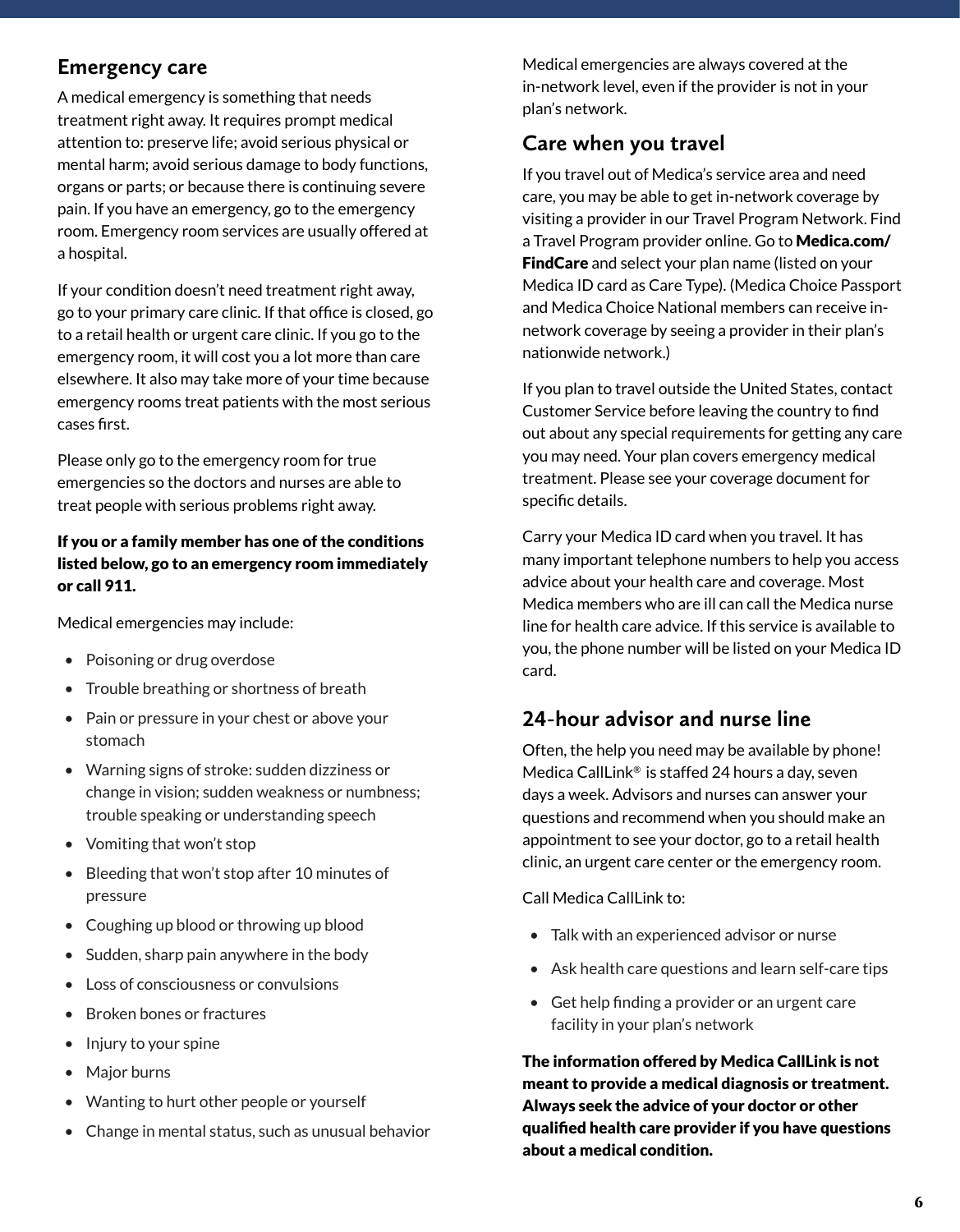## Emergency care

A medical emergency is something that needs treatment right away. It requires prompt medical attention to: preserve life; avoid serious physical or mental harm; avoid serious damage to body functions, organs or parts; or because there is continuing severe pain. If you have an emergency, go to the emergency room. Emergency room services are usually offered at a hospital.

If your condition doesn't need treatment right away, go to your primary care clinic. If that office is closed, go to a retail health or urgent care clinic. If you go to the emergency room, it will cost you a lot more than care elsewhere. It also may take more of your time because emergency rooms treat patients with the most serious cases first.

Please only go to the emergency room for true emergencies so the doctors and nurses are able to treat people with serious problems right away.

**If you or a family member has one of the conditions listed below, go to an emergency room immediately or call 911.**

Medical emergencies may include:

- Poisoning or drug overdose
- Trouble breathing or shortness of breath
- Pain or pressure in your chest or above your stomach
- Warning signs of stroke: sudden dizziness or change in vision; sudden weakness or numbness; trouble speaking or understanding speech
- Vomiting that won't stop
- Bleeding that won't stop after 10 minutes of pressure
- Coughing up blood or throwing up blood
- Sudden, sharp pain anywhere in the body
- Loss of consciousness or convulsions
- Broken bones or fractures
- Injury to your spine
- Major burns
- Wanting to hurt other people or yourself
- Change in mental status, such as unusual behavior

Medical emergencies are always covered at the in-network level, even if the provider is not in your plan's network.

## Care when you travel

If you travel out of Medica's service area and need care, you may be able to get in-network coverage by visiting a provider in our Travel Program Network. Find a Travel Program provider online. Go to **Medica.com/FindCare** and select your plan name (listed on your Medica ID card as Care Type). (Medica Choice Passport and Medica Choice National members can receive in-network coverage by seeing a provider in their plan's nationwide network.)

If you plan to travel outside the United States, contact Customer Service before leaving the country to find out about any special requirements for getting any care you may need. Your plan covers emergency medical treatment. Please see your coverage document for specific details.

Carry your Medica ID card when you travel. It has many important telephone numbers to help you access advice about your health care and coverage. Most Medica members who are ill can call the Medica nurse line for health care advice. If this service is available to you, the phone number will be listed on your Medica ID card.

## 24-hour advisor and nurse line

Often, the help you need may be available by phone! Medica CallLink® is staffed 24 hours a day, seven days a week. Advisors and nurses can answer your questions and recommend when you should make an appointment to see your doctor, go to a retail health clinic, an urgent care center or the emergency room.

Call Medica CallLink to:

- Talk with an experienced advisor or nurse
- Ask health care questions and learn self-care tips
- Get help finding a provider or an urgent care facility in your plan's network

**The information offered by Medica CallLink is not meant to provide a medical diagnosis or treatment. Always seek the advice of your doctor or other qualified health care provider if you have questions about a medical condition.**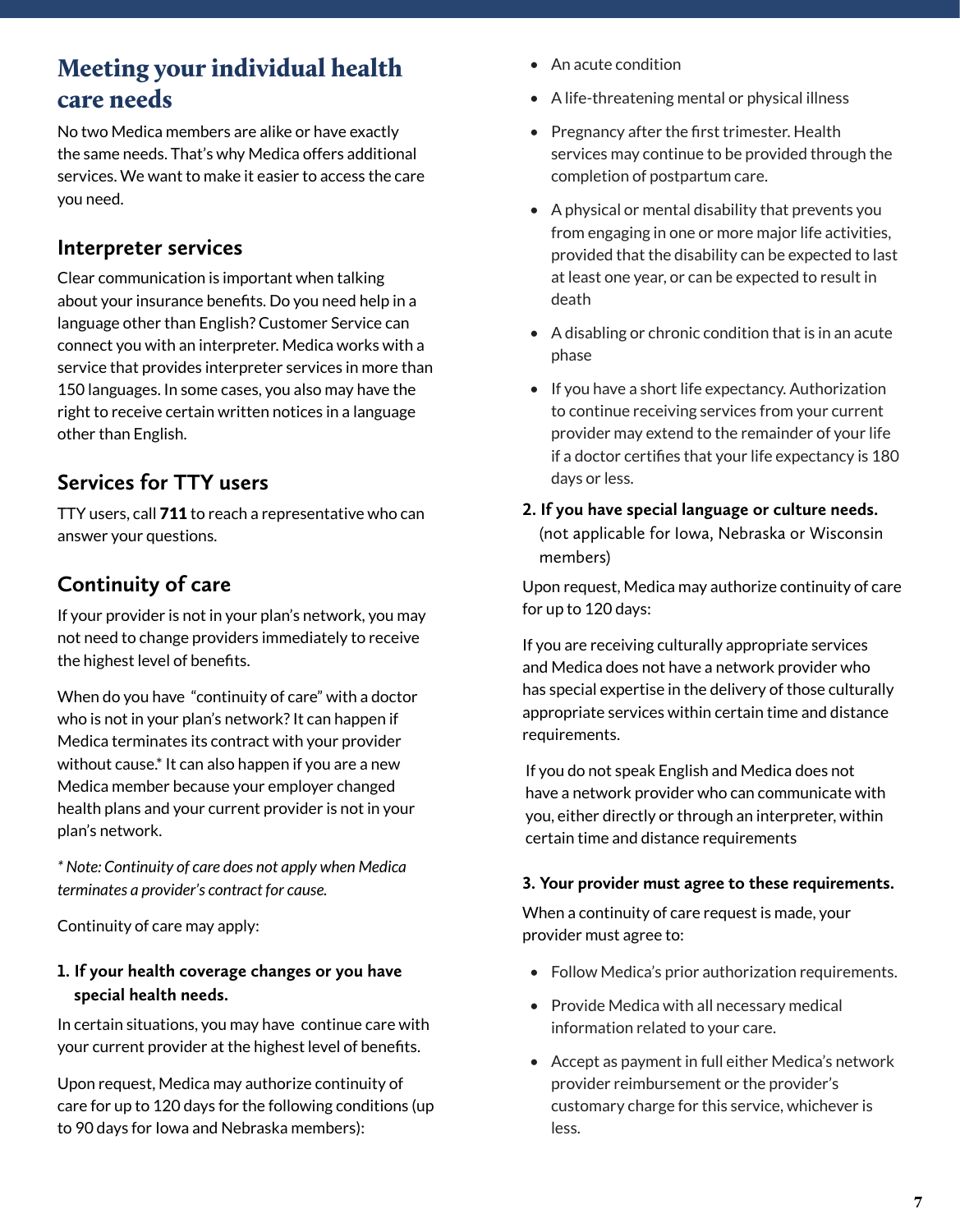# Meeting your individual health care needs

No two Medica members are alike or have exactly the same needs. That's why Medica offers additional services. We want to make it easier to access the care you need.

## Interpreter services

Clear communication is important when talking about your insurance benefits. Do you need help in a language other than English? Customer Service can connect you with an interpreter. Medica works with a service that provides interpreter services in more than 150 languages. In some cases, you also may have the right to receive certain written notices in a language other than English.

## Services for TTY users

TTY users, call **711** to reach a representative who can answer your questions.

## Continuity of care

If your provider is not in your plan's network, you may not need to change providers immediately to receive the highest level of benefits.

When do you have "continuity of care" with a doctor who is not in your plan's network? It can happen if Medica terminates its contract with your provider without cause.* It can also happen if you are a new Medica member because your employer changed health plans and your current provider is not in your plan's network.

*\* Note: Continuity of care does not apply when Medica terminates a provider's contract for cause.*

Continuity of care may apply:

### 1. If your health coverage changes or you have special health needs.

In certain situations, you may have continue care with your current provider at the highest level of benefits.

Upon request, Medica may authorize continuity of care for up to 120 days for the following conditions (up to 90 days for Iowa and Nebraska members):

- An acute condition
- A life-threatening mental or physical illness
- Pregnancy after the first trimester. Health services may continue to be provided through the completion of postpartum care.
- A physical or mental disability that prevents you from engaging in one or more major life activities, provided that the disability can be expected to last at least one year, or can be expected to result in death
- A disabling or chronic condition that is in an acute phase
- If you have a short life expectancy. Authorization to continue receiving services from your current provider may extend to the remainder of your life if a doctor certifies that your life expectancy is 180 days or less.

### 2. If you have special language or culture needs.

(not applicable for Iowa, Nebraska or Wisconsin members)

Upon request, Medica may authorize continuity of care for up to 120 days:

If you are receiving culturally appropriate services and Medica does not have a network provider who has special expertise in the delivery of those culturally appropriate services within certain time and distance requirements.

If you do not speak English and Medica does not have a network provider who can communicate with you, either directly or through an interpreter, within certain time and distance requirements

### 3. Your provider must agree to these requirements.

When a continuity of care request is made, your provider must agree to:

- Follow Medica's prior authorization requirements.
- Provide Medica with all necessary medical information related to your care.
- Accept as payment in full either Medica's network provider reimbursement or the provider's customary charge for this service, whichever is less.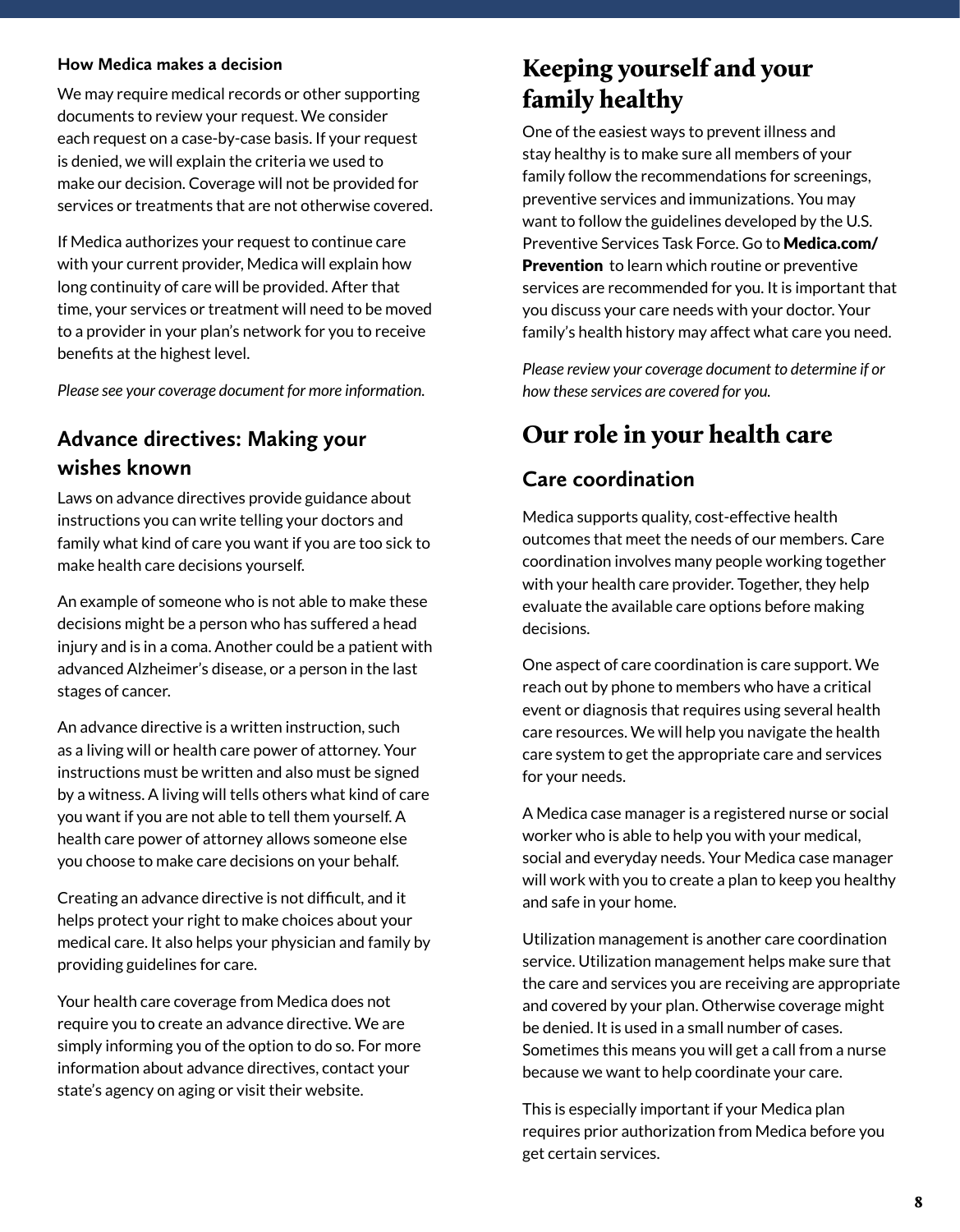### How Medica makes a decision

We may require medical records or other supporting documents to review your request. We consider each request on a case-by-case basis. If your request is denied, we will explain the criteria we used to make our decision. Coverage will not be provided for services or treatments that are not otherwise covered.

If Medica authorizes your request to continue care with your current provider, Medica will explain how long continuity of care will be provided. After that time, your services or treatment will need to be moved to a provider in your plan's network for you to receive benefits at the highest level.

*Please see your coverage document for more information.*

## Advance directives: Making your wishes known

Laws on advance directives provide guidance about instructions you can write telling your doctors and family what kind of care you want if you are too sick to make health care decisions yourself.

An example of someone who is not able to make these decisions might be a person who has suffered a head injury and is in a coma. Another could be a patient with advanced Alzheimer's disease, or a person in the last stages of cancer.

An advance directive is a written instruction, such as a living will or health care power of attorney. Your instructions must be written and also must be signed by a witness. A living will tells others what kind of care you want if you are not able to tell them yourself. A health care power of attorney allows someone else you choose to make care decisions on your behalf.

Creating an advance directive is not difficult, and it helps protect your right to make choices about your medical care. It also helps your physician and family by providing guidelines for care.

Your health care coverage from Medica does not require you to create an advance directive. We are simply informing you of the option to do so. For more information about advance directives, contact your state's agency on aging or visit their website.

# Keeping yourself and your family healthy

One of the easiest ways to prevent illness and stay healthy is to make sure all members of your family follow the recommendations for screenings, preventive services and immunizations. You may want to follow the guidelines developed by the U.S. Preventive Services Task Force. Go to **Medica.com/Prevention** to learn which routine or preventive services are recommended for you. It is important that you discuss your care needs with your doctor. Your family's health history may affect what care you need.

*Please review your coverage document to determine if or how these services are covered for you.*

# Our role in your health care

## Care coordination

Medica supports quality, cost-effective health outcomes that meet the needs of our members. Care coordination involves many people working together with your health care provider. Together, they help evaluate the available care options before making decisions.

One aspect of care coordination is care support. We reach out by phone to members who have a critical event or diagnosis that requires using several health care resources. We will help you navigate the health care system to get the appropriate care and services for your needs.

A Medica case manager is a registered nurse or social worker who is able to help you with your medical, social and everyday needs. Your Medica case manager will work with you to create a plan to keep you healthy and safe in your home.

Utilization management is another care coordination service. Utilization management helps make sure that the care and services you are receiving are appropriate and covered by your plan. Otherwise coverage might be denied. It is used in a small number of cases. Sometimes this means you will get a call from a nurse because we want to help coordinate your care.

This is especially important if your Medica plan requires prior authorization from Medica before you get certain services.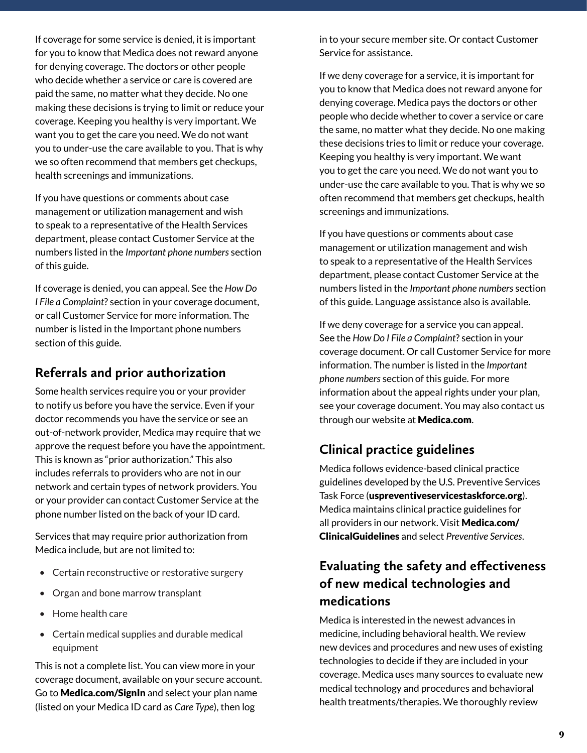If coverage for some service is denied, it is important for you to know that Medica does not reward anyone for denying coverage. The doctors or other people who decide whether a service or care is covered are paid the same, no matter what they decide. No one making these decisions is trying to limit or reduce your coverage. Keeping you healthy is very important. We want you to get the care you need. We do not want you to under-use the care available to you. That is why we so often recommend that members get checkups, health screenings and immunizations.

If you have questions or comments about case management or utilization management and wish to speak to a representative of the Health Services department, please contact Customer Service at the numbers listed in the *Important phone numbers* section of this guide.

If coverage is denied, you can appeal. See the *How Do I File a Complaint*? section in your coverage document, or call Customer Service for more information. The number is listed in the Important phone numbers section of this guide.

## Referrals and prior authorization

Some health services require you or your provider to notify us before you have the service. Even if your doctor recommends you have the service or see an out-of-network provider, Medica may require that we approve the request before you have the appointment. This is known as "prior authorization." This also includes referrals to providers who are not in our network and certain types of network providers. You or your provider can contact Customer Service at the phone number listed on the back of your ID card.

Services that may require prior authorization from Medica include, but are not limited to:

- Certain reconstructive or restorative surgery
- Organ and bone marrow transplant
- Home health care
- Certain medical supplies and durable medical equipment

This is not a complete list. You can view more in your coverage document, available on your secure account. Go to **Medica.com/SignIn** and select your plan name (listed on your Medica ID card as *Care Type*), then log in to your secure member site. Or contact Customer Service for assistance.

If we deny coverage for a service, it is important for you to know that Medica does not reward anyone for denying coverage. Medica pays the doctors or other people who decide whether to cover a service or care the same, no matter what they decide. No one making these decisions tries to limit or reduce your coverage. Keeping you healthy is very important. We want you to get the care you need. We do not want you to under-use the care available to you. That is why we so often recommend that members get checkups, health screenings and immunizations.

If you have questions or comments about case management or utilization management and wish to speak to a representative of the Health Services department, please contact Customer Service at the numbers listed in the *Important phone numbers* section of this guide. Language assistance also is available.

If we deny coverage for a service you can appeal. See the *How Do I File a Complaint*? section in your coverage document. Or call Customer Service for more information. The number is listed in the *Important phone numbers* section of this guide. For more information about the appeal rights under your plan, see your coverage document. You may also contact us through our website at **Medica.com**.

## Clinical practice guidelines

Medica follows evidence-based clinical practice guidelines developed by the U.S. Preventive Services Task Force (**uspreventiveservicestaskforce.org**). Medica maintains clinical practice guidelines for all providers in our network. Visit **Medica.com/ClinicalGuidelines** and select *Preventive Services*.

## Evaluating the safety and effectiveness of new medical technologies and medications

Medica is interested in the newest advances in medicine, including behavioral health. We review new devices and procedures and new uses of existing technologies to decide if they are included in your coverage. Medica uses many sources to evaluate new medical technology and procedures and behavioral health treatments/therapies. We thoroughly review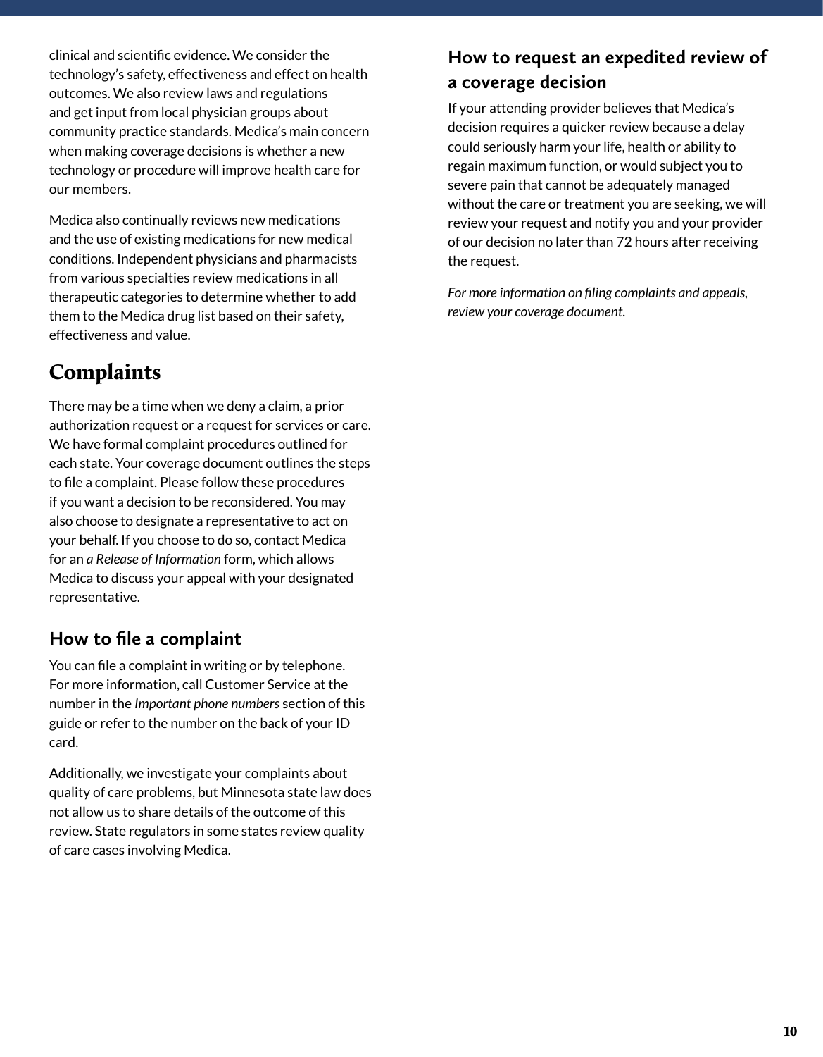clinical and scientific evidence. We consider the technology's safety, effectiveness and effect on health outcomes. We also review laws and regulations and get input from local physician groups about community practice standards. Medica's main concern when making coverage decisions is whether a new technology or procedure will improve health care for our members.

Medica also continually reviews new medications and the use of existing medications for new medical conditions. Independent physicians and pharmacists from various specialties review medications in all therapeutic categories to determine whether to add them to the Medica drug list based on their safety, effectiveness and value.

# Complaints

There may be a time when we deny a claim, a prior authorization request or a request for services or care. We have formal complaint procedures outlined for each state. Your coverage document outlines the steps to file a complaint. Please follow these procedures if you want a decision to be reconsidered. You may also choose to designate a representative to act on your behalf. If you choose to do so, contact Medica for an *a Release of Information* form, which allows Medica to discuss your appeal with your designated representative.

## How to file a complaint

You can file a complaint in writing or by telephone. For more information, call Customer Service at the number in the *Important phone numbers* section of this guide or refer to the number on the back of your ID card.

Additionally, we investigate your complaints about quality of care problems, but Minnesota state law does not allow us to share details of the outcome of this review. State regulators in some states review quality of care cases involving Medica.

## How to request an expedited review of a coverage decision

If your attending provider believes that Medica's decision requires a quicker review because a delay could seriously harm your life, health or ability to regain maximum function, or would subject you to severe pain that cannot be adequately managed without the care or treatment you are seeking, we will review your request and notify you and your provider of our decision no later than 72 hours after receiving the request.

*For more information on filing complaints and appeals, review your coverage document.*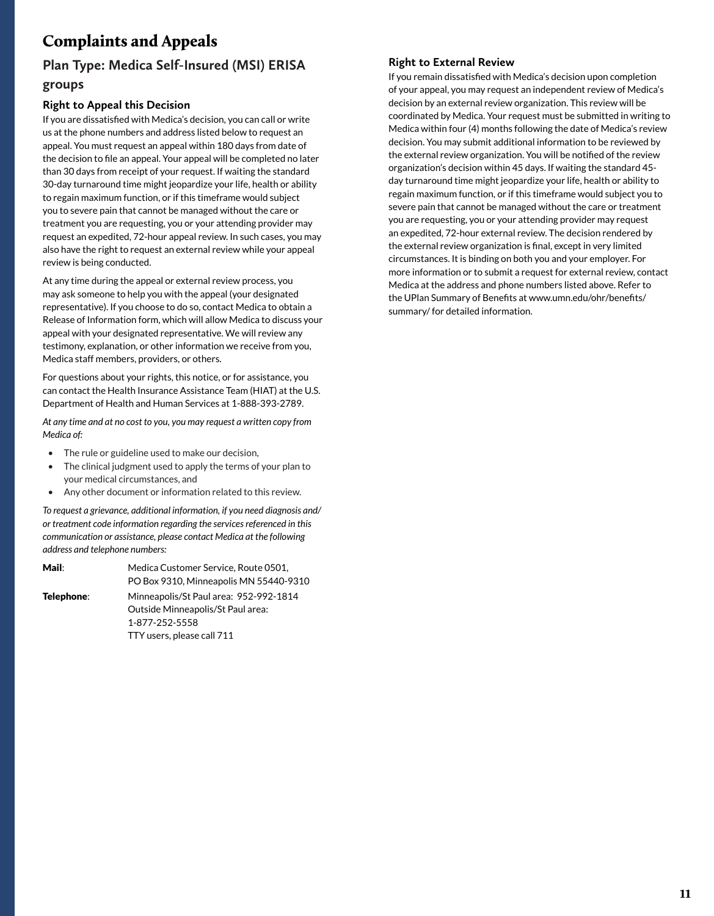# Complaints and Appeals

## Plan Type: Medica Self-Insured (MSI) ERISA groups

### Right to Appeal this Decision

If you are dissatisfied with Medica's decision, you can call or write us at the phone numbers and address listed below to request an appeal. You must request an appeal within 180 days from date of the decision to file an appeal. Your appeal will be completed no later than 30 days from receipt of your request. If waiting the standard 30-day turnaround time might jeopardize your life, health or ability to regain maximum function, or if this timeframe would subject you to severe pain that cannot be managed without the care or treatment you are requesting, you or your attending provider may request an expedited, 72-hour appeal review. In such cases, you may also have the right to request an external review while your appeal review is being conducted.

At any time during the appeal or external review process, you may ask someone to help you with the appeal (your designated representative). If you choose to do so, contact Medica to obtain a Release of Information form, which will allow Medica to discuss your appeal with your designated representative. We will review any testimony, explanation, or other information we receive from you, Medica staff members, providers, or others.

For questions about your rights, this notice, or for assistance, you can contact the Health Insurance Assistance Team (HIAT) at the U.S. Department of Health and Human Services at 1-888-393-2789.

*At any time and at no cost to you, you may request a written copy from Medica of:*

- The rule or guideline used to make our decision,
- The clinical judgment used to apply the terms of your plan to your medical circumstances, and
- Any other document or information related to this review.

*To request a grievance, additional information, if you need diagnosis and/or treatment code information regarding the services referenced in this communication or assistance, please contact Medica at the following address and telephone numbers:*

**Mail**: Medica Customer Service, Route 0501, PO Box 9310, Minneapolis MN 55440-9310

**Telephone**: Minneapolis/St Paul area: 952-992-1814
Outside Minneapolis/St Paul area: 1-877-252-5558
TTY users, please call 711

### Right to External Review

If you remain dissatisfied with Medica's decision upon completion of your appeal, you may request an independent review of Medica's decision by an external review organization. This review will be coordinated by Medica. Your request must be submitted in writing to Medica within four (4) months following the date of Medica's review decision. You may submit additional information to be reviewed by the external review organization. You will be notified of the review organization's decision within 45 days. If waiting the standard 45-day turnaround time might jeopardize your life, health or ability to regain maximum function, or if this timeframe would subject you to severe pain that cannot be managed without the care or treatment you are requesting, you or your attending provider may request an expedited, 72-hour external review. The decision rendered by the external review organization is final, except in very limited circumstances. It is binding on both you and your employer. For more information or to submit a request for external review, contact Medica at the address and phone numbers listed above. Refer to the UPlan Summary of Benefits at www.umn.edu/ohr/benefits/summary/ for detailed information.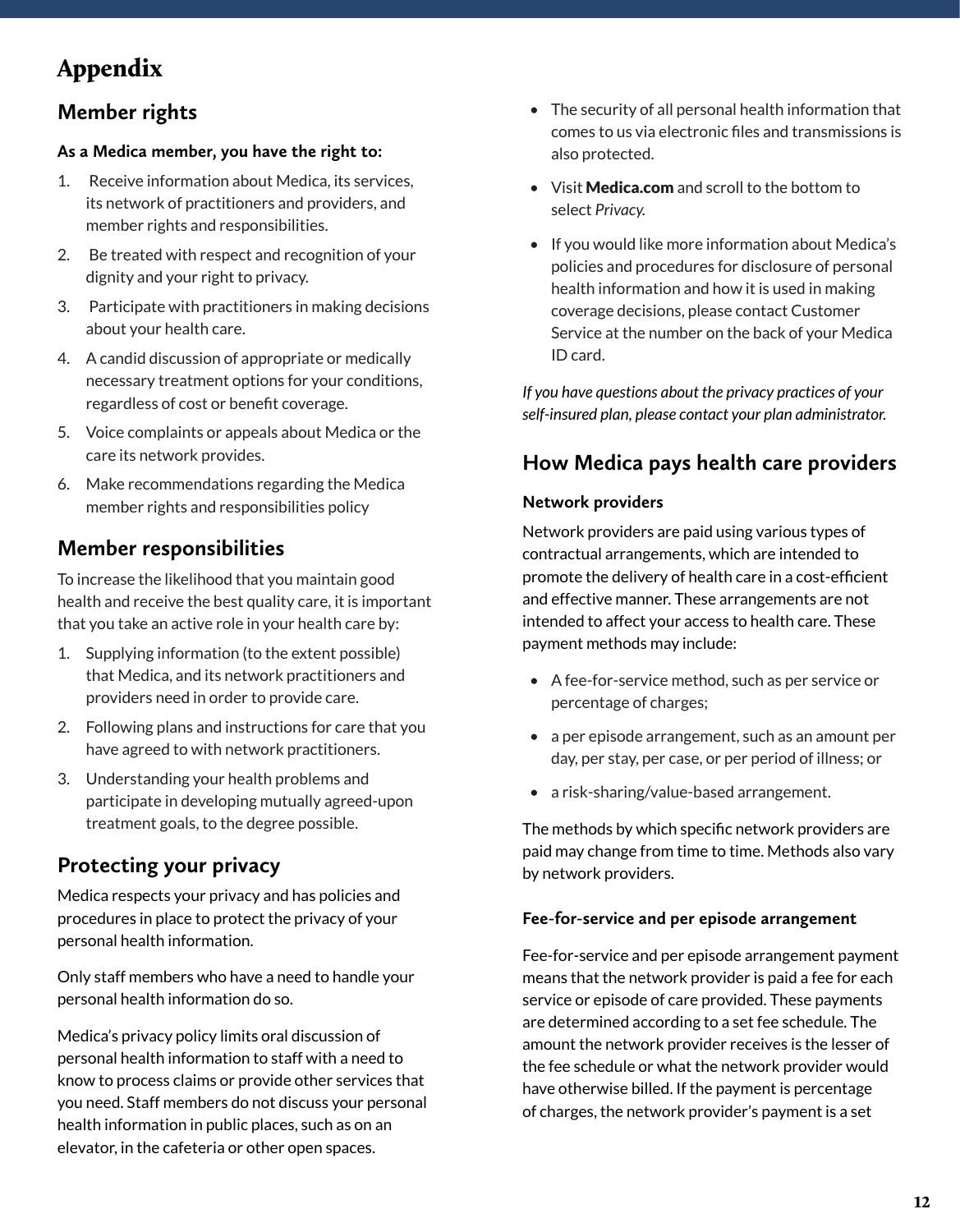# Appendix

## Member rights

**As a Medica member, you have the right to:**

1. Receive information about Medica, its services, its network of practitioners and providers, and member rights and responsibilities.
2. Be treated with respect and recognition of your dignity and your right to privacy.
3. Participate with practitioners in making decisions about your health care.
4. A candid discussion of appropriate or medically necessary treatment options for your conditions, regardless of cost or benefit coverage.
5. Voice complaints or appeals about Medica or the care its network provides.
6. Make recommendations regarding the Medica member rights and responsibilities policy

## Member responsibilities

To increase the likelihood that you maintain good health and receive the best quality care, it is important that you take an active role in your health care by:

1. Supplying information (to the extent possible) that Medica, and its network practitioners and providers need in order to provide care.
2. Following plans and instructions for care that you have agreed to with network practitioners.
3. Understanding your health problems and participate in developing mutually agreed-upon treatment goals, to the degree possible.

## Protecting your privacy

Medica respects your privacy and has policies and procedures in place to protect the privacy of your personal health information.

Only staff members who have a need to handle your personal health information do so.

Medica's privacy policy limits oral discussion of personal health information to staff with a need to know to process claims or provide other services that you need. Staff members do not discuss your personal health information in public places, such as on an elevator, in the cafeteria or other open spaces.

- The security of all personal health information that comes to us via electronic files and transmissions is also protected.
- Visit **Medica.com** and scroll to the bottom to select *Privacy.*
- If you would like more information about Medica's policies and procedures for disclosure of personal health information and how it is used in making coverage decisions, please contact Customer Service at the number on the back of your Medica ID card.

*If you have questions about the privacy practices of your self-insured plan, please contact your plan administrator.*

## How Medica pays health care providers

### Network providers

Network providers are paid using various types of contractual arrangements, which are intended to promote the delivery of health care in a cost-efficient and effective manner. These arrangements are not intended to affect your access to health care. These payment methods may include:

- A fee-for-service method, such as per service or percentage of charges;
- a per episode arrangement, such as an amount per day, per stay, per case, or per period of illness; or
- a risk-sharing/value-based arrangement.

The methods by which specific network providers are paid may change from time to time. Methods also vary by network providers.

### Fee-for-service and per episode arrangement

Fee-for-service and per episode arrangement payment means that the network provider is paid a fee for each service or episode of care provided. These payments are determined according to a set fee schedule. The amount the network provider receives is the lesser of the fee schedule or what the network provider would have otherwise billed. If the payment is percentage of charges, the network provider's payment is a set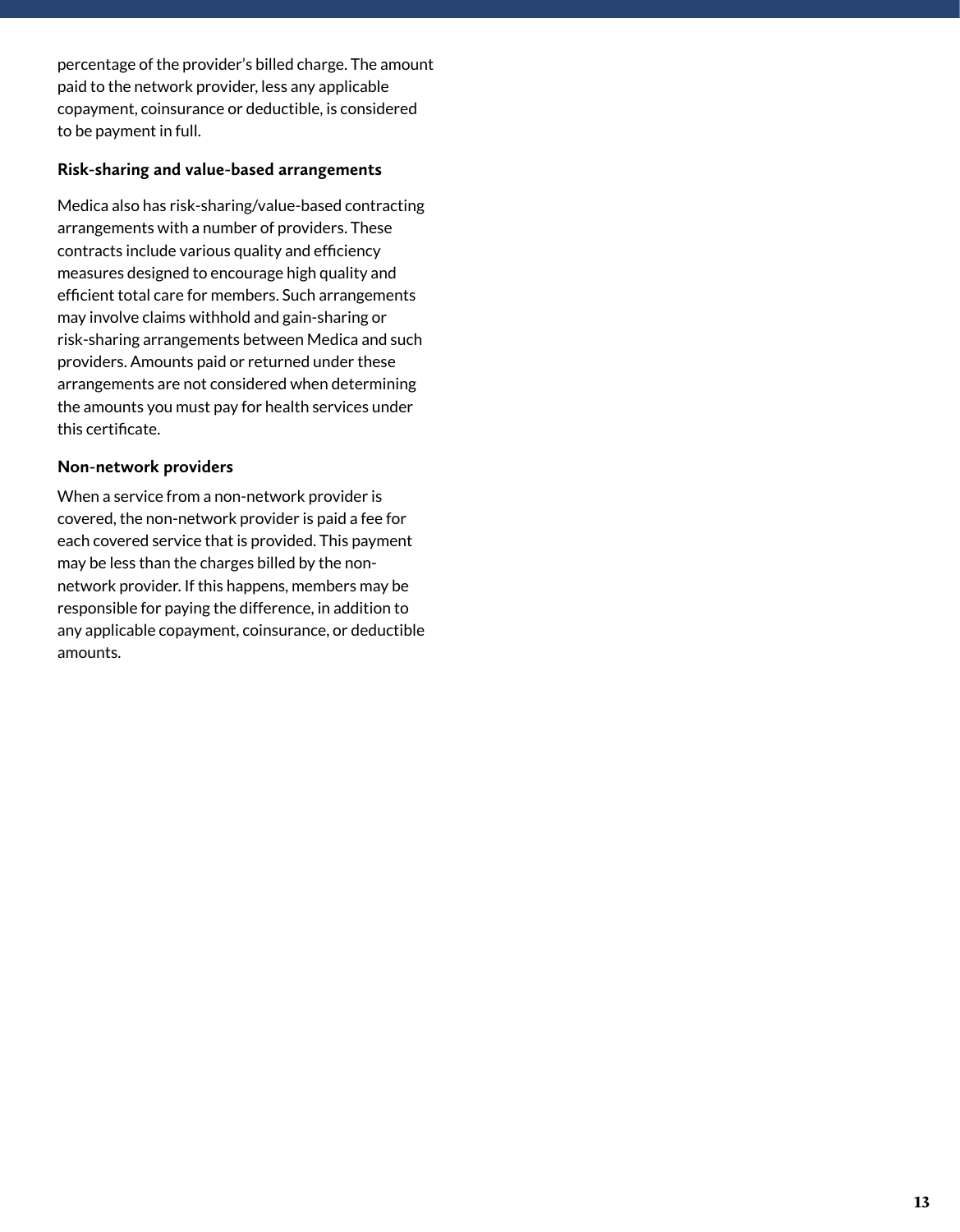percentage of the provider's billed charge. The amount paid to the network provider, less any applicable copayment, coinsurance or deductible, is considered to be payment in full.

### Risk-sharing and value-based arrangements

Medica also has risk-sharing/value-based contracting arrangements with a number of providers. These contracts include various quality and efficiency measures designed to encourage high quality and efficient total care for members. Such arrangements may involve claims withhold and gain-sharing or risk-sharing arrangements between Medica and such providers. Amounts paid or returned under these arrangements are not considered when determining the amounts you must pay for health services under this certificate.

### Non-network providers

When a service from a non-network provider is covered, the non-network provider is paid a fee for each covered service that is provided. This payment may be less than the charges billed by the non-network provider. If this happens, members may be responsible for paying the difference, in addition to any applicable copayment, coinsurance, or deductible amounts.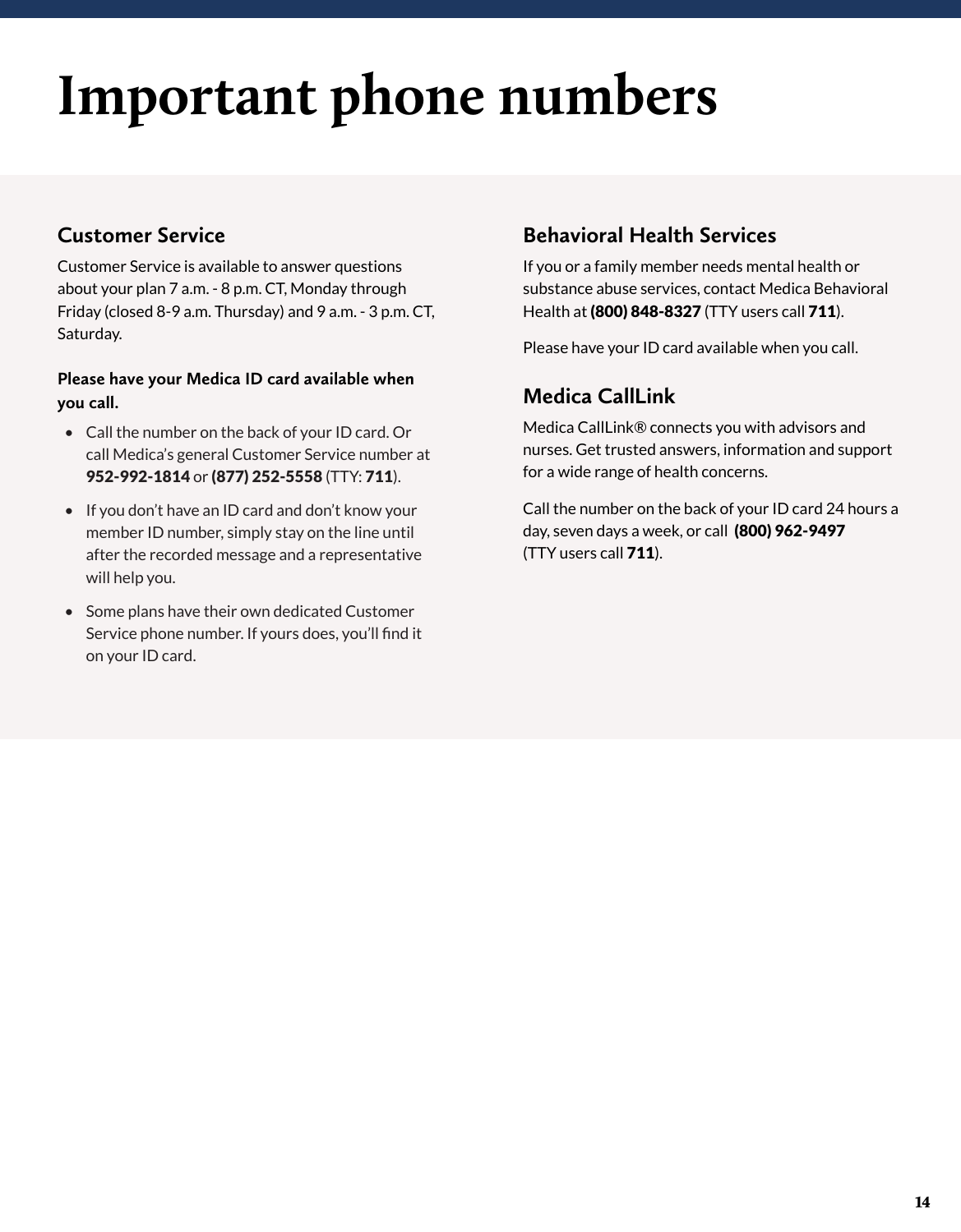# Important phone numbers

## Customer Service

Customer Service is available to answer questions about your plan 7 a.m. - 8 p.m. CT, Monday through Friday (closed 8-9 a.m. Thursday) and 9 a.m. - 3 p.m. CT, Saturday.

**Please have your Medica ID card available when you call.**

- Call the number on the back of your ID card. Or call Medica's general Customer Service number at **952-992-1814** or **(877) 252-5558** (TTY: **711**).
- If you don't have an ID card and don't know your member ID number, simply stay on the line until after the recorded message and a representative will help you.
- Some plans have their own dedicated Customer Service phone number. If yours does, you'll find it on your ID card.

## Behavioral Health Services

If you or a family member needs mental health or substance abuse services, contact Medica Behavioral Health at **(800) 848-8327** (TTY users call **711**).

Please have your ID card available when you call.

## Medica CallLink

Medica CallLink® connects you with advisors and nurses. Get trusted answers, information and support for a wide range of health concerns.

Call the number on the back of your ID card 24 hours a day, seven days a week, or call **(800) 962-9497** (TTY users call **711**).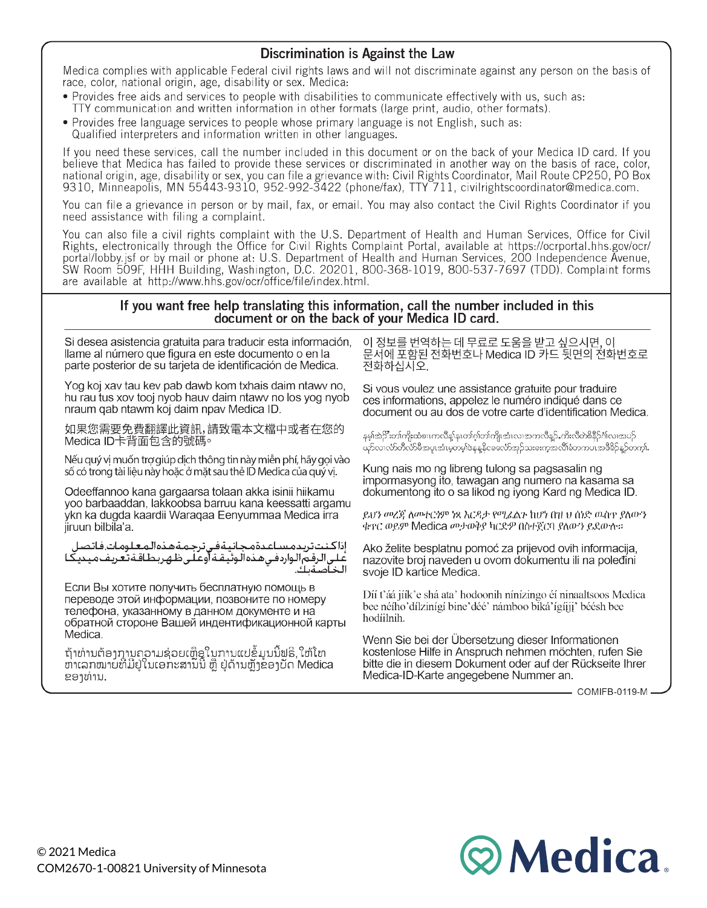## Discrimination is Against the Law

Medica complies with applicable Federal civil rights laws and will not discriminate against any person on the basis of race, color, national origin, age, disability or sex. Medica:

- Provides free aids and services to people with disabilities to communicate effectively with us, such as: TTY communication and written information in other formats (large print, audio, other formats).
- Provides free language services to people whose primary language is not English, such as: Qualified interpreters and information written in other languages.

If you need these services, call the number included in this document or on the back of your Medica ID card. If you believe that Medica has failed to provide these services or discriminated in another way on the basis of race, color, national origin, age, disability or sex, you can file a grievance with: Civil Rights Coordinator, Mail Route CP250, PO Box 9310, Minneapolis, MN 55443-9310, 952-992-3422 (phone/fax), TTY 711, civilrightscoordinator@medica.com.

You can file a grievance in person or by mail, fax, or email. You may also contact the Civil Rights Coordinator if you need assistance with filing a complaint.

You can also file a civil rights complaint with the U.S. Department of Health and Human Services, Office for Civil Rights, electronically through the Office for Civil Rights Complaint Portal, available at https://ocrportal.hhs.gov/ocr/portal/lobby.jsf or by mail or phone at: U.S. Department of Health and Human Services, 200 Independence Avenue, SW Room 509F, HHH Building, Washington, D.C. 20201, 800-368-1019, 800-537-7697 (TDD). Complaint forms are available at http://www.hhs.gov/ocr/office/file/index.html.

**If you want free help translating this information, call the number included in this document or on the back of your Medica ID card.**

Si desea asistencia gratuita para traducir esta información, llame al número que figura en este documento o en la parte posterior de su tarjeta de identificación de Medica.

Yog koj xav tau kev pab dawb kom txhais daim ntawv no, hu rau tus xov tooj nyob hauv daim ntawv no los yog nyob nraum qab ntawm koj daim npav Medica ID.

如果您需要免費翻譯此資訊，請致電本文檔中或者在您的Medica ID卡背面包含的號碼。

Nếu quý vị muốn trợ giúp dịch thông tin này miễn phí, hãy gọi vào số có trong tài liệu này hoặc ở mặt sau thẻ ID Medica của quý vị.

Odeeffannoo kana gargaarsa tolaan akka isinii hiikamu yoo barbaaddan, lakkoobsa barruu kana keessatti argamu ykn ka dugda kaardii Waraqaa Eenyummaa Medica irra jiruun bilbila'a.

إذا كنت تريد مساعدة مجانية في ترجمة هذه المعلومات، فاتصل على الرقم الوارد في هذه الوثيقة أو على ظهر بطاقة تعريف ميديكا الخاصة بك.

Если Вы хотите получить бесплатную помощь в переводе этой информации, позвоните по номеру телефона, указанному в данном документе и на обратной стороне Вашей индентификационной карты Medica.

ຖ້າທ່ານຕ້ອງການຄວາມຊ່ວຍເຫຼືອໃນການແປຂໍ້ມູນນີ້ຟຣີ, ໃຫ້ໂທຫາເລກໝາຍທີ່ມີຢູ່ໃນເອກະສານນີ້ ຫຼື ຢູ່ດ້ານຫຼັງຂອງບັດ Medica ຂອງທ່ານ.

이 정보를 번역하는 데 무료로 도움을 받고 싶으시면, 이 문서에 포함된 전화번호나 Medica ID 카드 뒷면의 전화번호로 전화하십시오.

Si vous voulez une assistance gratuite pour traduire ces informations, appelez le numéro indiqué dans ce document ou au dos de votre carte d'identification Medica.

နမ့ၢ်အဲၣ်ဒိးဘၣ်တၢ်ကျိၤထံၤကလီနၣ်.နၤတၢ်ဂ့ၢ်တၢ်ကျိၤအံၤလၢအကလီနၣ်.ကိးလီတဲစိနီၣ်ဂံၢ်လၢအပဉ်ယှာ်လၢလံာ်တီလံာ်မီအပူၤအံၤမ့တမ့ၢ်ဖဲနနဲၣ်ခဲလၢာ်အှၣ်သးခးကွးအလီၢ်ခံတကပၤအဖီခိၣ်န့ၣ်တက့ၢ်.

Kung nais mo ng libreng tulong sa pagsasalin ng impormasyong ito, tawagan ang numero na kasama sa dokumentong ito o sa likod ng iyong Kard ng Medica ID.

ይህን መረጃ ለመተርጎም ነጻ እርዳታ የሚፈልጉ ከሆነ በዚህ ሰነድ ውስጥ ያለውን ቁጥር ወይም Medica መታወቂያ ካርድዎ በስተጀርባ ያለውን ይደውሉ።

Ako želite besplatnu pomoć za prijevod ovih informacija, nazovite broj naveden u ovom dokumentu ili na poleđini svoje ID kartice Medica.

Díí t'áá jíík'e shá ata' hodoonih nínízingo éí ninaaltsoos Medica bee néího'dílzinígí bine'déé' námboo biká'ígíí' béésh bee hodíílnih.

Wenn Sie bei der Übersetzung dieser Informationen kostenlose Hilfe in Anspruch nehmen möchten, rufen Sie bitte die in diesem Dokument oder auf der Rückseite Ihrer Medica-ID-Karte angegebene Nummer an.

COMIFB-0119-M

© 2021 Medica
COM2670-1-00821 University of Minnesota

Medica